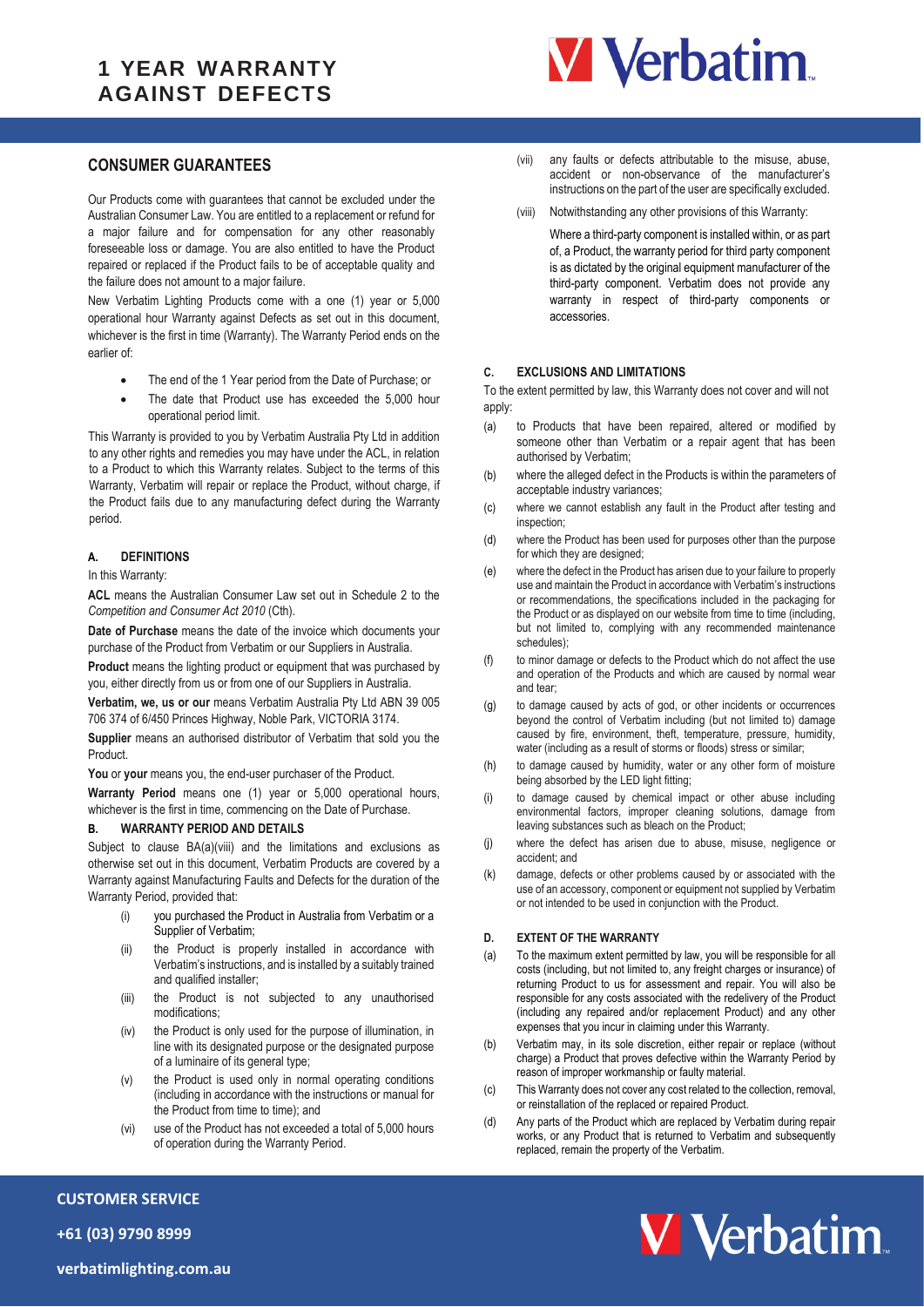# 1 YEAR WARRANTY AGAINST DEFECTS

## CONSUMER GUARANTEES

Our Products come with guarantees that cannot be excluded under the Australian Consumer Law. You are entitled to a replacement or refund for a major failure and for compensation for any other reasonably foreseeable loss or damage. You are also entitled to have the Product repaired or replaced if the Product fails to be of acceptable quality and the failure does not amount to a major failure.

New Verbatim Lighting Products come with a one (1) year or 5,000 operational hour Warranty against Defects as set out in this document, whichever is the first in time (Warranty). The Warranty Period ends on the earlier of:

- The end of the 1 Year period from the Date of Purchase; or
- The date that Product use has exceeded the 5,000 hour operational period limit.

This Warranty is provided to you by Verbatim Australia Pty Ltd in addition to any other rights and remedies you may have under the ACL, in relation to a Product to which this Warranty relates. Subject to the terms of this Warranty, Verbatim will repair or replace the Product, without charge, if the Product fails due to any manufacturing defect during the Warranty period.

### A. DEFINITIONS

In this Warranty:

**ACL** means the Australian Consumer Law set out in Schedule 2 to the *Competition and Consumer Act 2010* (Cth).

**Date of Purchase** means the date of the invoice which documents your purchase of the Product from Verbatim or our Suppliers in Australia.

**Product** means the lighting product or equipment that was purchased by you, either directly from us or from one of our Suppliers in Australia.

**Verbatim, we, us or our** means Verbatim Australia Pty Ltd ABN 39 005 706 374 of 6/450 Princes Highway, Noble Park, VICTORIA 3174.

**Supplier** means an authorised distributor of Verbatim that sold you the Product.

**You** or **your** means you, the end-user purchaser of the Product.

**Warranty Period** means one (1) year or 5,000 operational hours, whichever is the first in time, commencing on the Date of Purchase.

### B. WARRANTY PERIOD AND DETAILS

Subject to clause BA(a)(viii) and the limitations and exclusions as otherwise set out in this document, Verbatim Products are covered by a Warranty against Manufacturing Faults and Defects for the duration of the Warranty Period, provided that:

(i) you purchased the Product in Australia from Verbatim or a Supplier of Verbatim;

(ii) the Product is properly installed in accordance with Verbatim's instructions, and is installed by a suitably trained and qualified installer;

(iii) the Product is not subjected to any unauthorised modifications;

(iv) the Product is only used for the purpose of illumination, in line with its designated purpose or the designated purpose of a luminaire of its general type;

(v) the Product is used only in normal operating conditions (including in accordance with the instructions or manual for the Product from time to time); and

(vi) use of the Product has not exceeded a total of 5,000 hours of operation during the Warranty Period.

(vii) any faults or defects attributable to the misuse, abuse, accident or non-observance of the manufacturer's instructions on the part of the user are specifically excluded.

(viii) Notwithstanding any other provisions of this Warranty:

Where a third-party component is installed within, or as part of, a Product, the warranty period for third party component is as dictated by the original equipment manufacturer of the third-party component. Verbatim does not provide any warranty in respect of third-party components or accessories.

### C. EXCLUSIONS AND LIMITATIONS

To the extent permitted by law, this Warranty does not cover and will not apply:

(a) to Products that have been repaired, altered or modified by someone other than Verbatim or a repair agent that has been authorised by Verbatim;

(b) where the alleged defect in the Products is within the parameters of acceptable industry variances;

(c) where we cannot establish any fault in the Product after testing and inspection;

(d) where the Product has been used for purposes other than the purpose for which they are designed;

(e) where the defect in the Product has arisen due to your failure to properly use and maintain the Product in accordance with Verbatim's instructions or recommendations, the specifications included in the packaging for the Product or as displayed on our website from time to time (including, but not limited to, complying with any recommended maintenance schedules);

(f) to minor damage or defects to the Product which do not affect the use and operation of the Products and which are caused by normal wear and tear;

(g) to damage caused by acts of god, or other incidents or occurrences beyond the control of Verbatim including (but not limited to) damage caused by fire, environment, theft, temperature, pressure, humidity, water (including as a result of storms or floods) stress or similar;

(h) to damage caused by humidity, water or any other form of moisture being absorbed by the LED light fitting;

(i) to damage caused by chemical impact or other abuse including environmental factors, improper cleaning solutions, damage from leaving substances such as bleach on the Product;

(j) where the defect has arisen due to abuse, misuse, negligence or accident; and

(k) damage, defects or other problems caused by or associated with the use of an accessory, component or equipment not supplied by Verbatim or not intended to be used in conjunction with the Product.

### D. EXTENT OF THE WARRANTY

(a) To the maximum extent permitted by law, you will be responsible for all costs (including, but not limited to, any freight charges or insurance) of returning Product to us for assessment and repair. You will also be responsible for any costs associated with the redelivery of the Product (including any repaired and/or replacement Product) and any other expenses that you incur in claiming under this Warranty.

(b) Verbatim may, in its sole discretion, either repair or replace (without charge) a Product that proves defective within the Warranty Period by reason of improper workmanship or faulty material.

(c) This Warranty does not cover any cost related to the collection, removal, or reinstallation of the replaced or repaired Product.

(d) Any parts of the Product which are replaced by Verbatim during repair works, or any Product that is returned to Verbatim and subsequently replaced, remain the property of the Verbatim.

**CUSTOMER SERVICE**

**+61 (03) 9790 8999**

**verbatimlighting.com.au**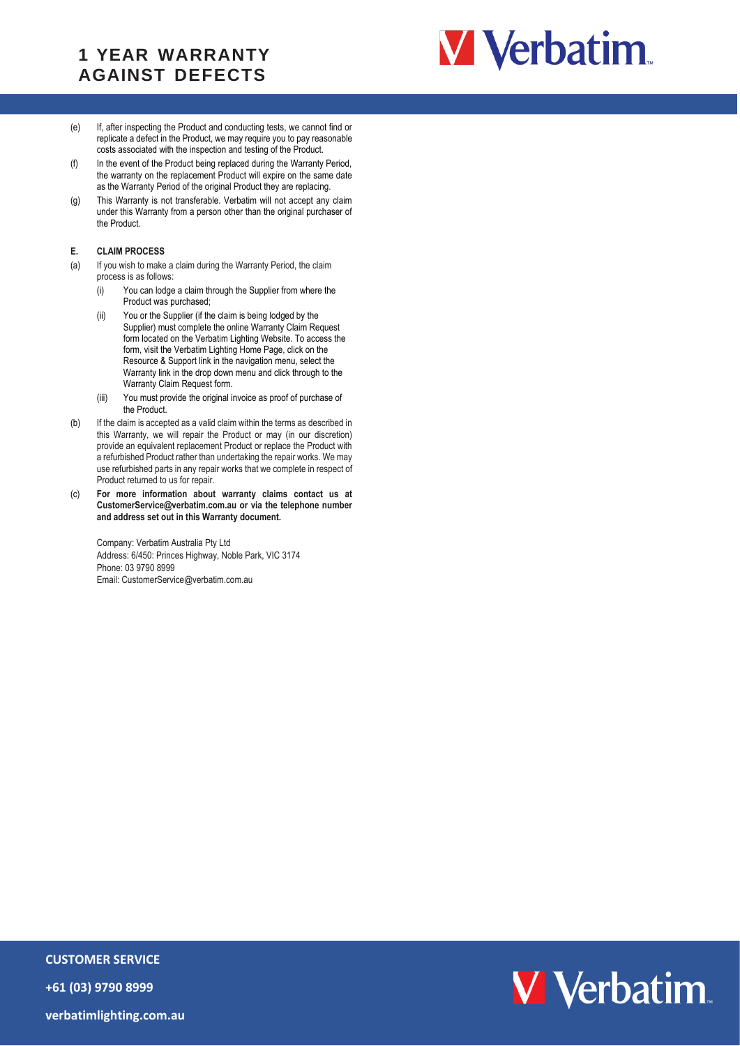(e) If, after inspecting the Product and conducting tests, we cannot find or replicate a defect in the Product, we may require you to pay reasonable costs associated with the inspection and testing of the Product.

(f) In the event of the Product being replaced during the Warranty Period, the warranty on the replacement Product will expire on the same date as the Warranty Period of the original Product they are replacing.

(g) This Warranty is not transferable. Verbatim will not accept any claim under this Warranty from a person other than the original purchaser of the Product.

## E. CLAIM PROCESS

(a) If you wish to make a claim during the Warranty Period, the claim process is as follows:

   (i) You can lodge a claim through the Supplier from where the Product was purchased;

   (ii) You or the Supplier (if the claim is being lodged by the Supplier) must complete the online Warranty Claim Request form located on the Verbatim Lighting Website. To access the form, visit the Verbatim Lighting Home Page, click on the Resource & Support link in the navigation menu, select the Warranty link in the drop down menu and click through to the Warranty Claim Request form.

   (iii) You must provide the original invoice as proof of purchase of the Product.

(b) If the claim is accepted as a valid claim within the terms as described in this Warranty, we will repair the Product or may (in our discretion) provide an equivalent replacement Product or replace the Product with a refurbished Product rather than undertaking the repair works. We may use refurbished parts in any repair works that we complete in respect of Product returned to us for repair.

(c) **For more information about warranty claims contact us at CustomerService@verbatim.com.au or via the telephone number and address set out in this Warranty document.**

Company: Verbatim Australia Pty Ltd
Address: 6/450: Princes Highway, Noble Park, VIC 3174
Phone: 03 9790 8999
Email: CustomerService@verbatim.com.au